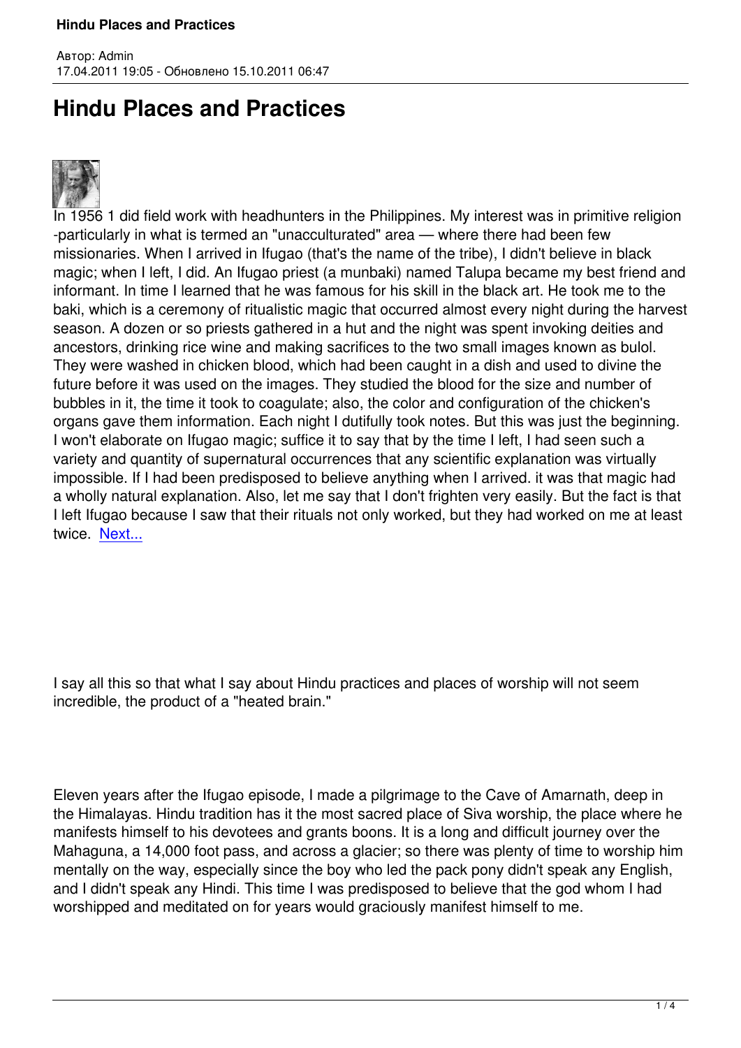# Hindu Places and Practices

In 1956 1 did field work with headhunters in the Philippines. My interest was in primitive religion -particularly in what is termed an "unacculturated" area — where there had been few missionaries. When I arrived in Ifugao (that's the name of the tribe), I didn't believe in black magic; when I left, I did. An Ifugao priest (a munbaki) named Talupa became my best friend and informant. In time I learned that he was famous for his skill in the black art. He took me to the baki, which is a ceremony of ritualistic magic that occurred almost every night during the harvest season. A dozen or so priests gathered in a hut and the night was spent invoking deities and ancestors, drinking rice wine and making sacrifices to the two small images known as bulol. They were washed in chicken blood, which had been caught in a dish and used to divine the future before it was used on the images. They studied the blood for the size and number of bubbles in it, the time it took to coagulate; also, the color and configuration of the chicken's organs gave them information. Each night I dutifully took notes. But this was just the beginning. I won't elaborate on Ifugao magic; suffice it to say that by the time I left, I had seen such a variety and quantity of supernatural occurrences that any scientific explanation was virtually impossible. If I had been predisposed to believe anything when I arrived. it was that magic had a wholly natural explanation. Also, let me say that I don't frighten very easily. But the fact is that I left Ifugao because I saw that their rituals not only worked, but they had worked on me at least twice. Next...

I say all this so that what I say about Hindu practices and places of worship will not seem incredible, the product of a "heated brain."

Eleven years after the Ifugao episode, I made a pilgrimage to the Cave of Amarnath, deep in the Himalayas. Hindu tradition has it the most sacred place of Siva worship, the place where he manifests himself to his devotees and grants boons. It is a long and difficult journey over the Mahaguna, a 14,000 foot pass, and across a glacier; so there was plenty of time to worship him mentally on the way, especially since the boy who led the pack pony didn't speak any English, and I didn't speak any Hindi. This time I was predisposed to believe that the god whom I had worshipped and meditated on for years would graciously manifest himself to me.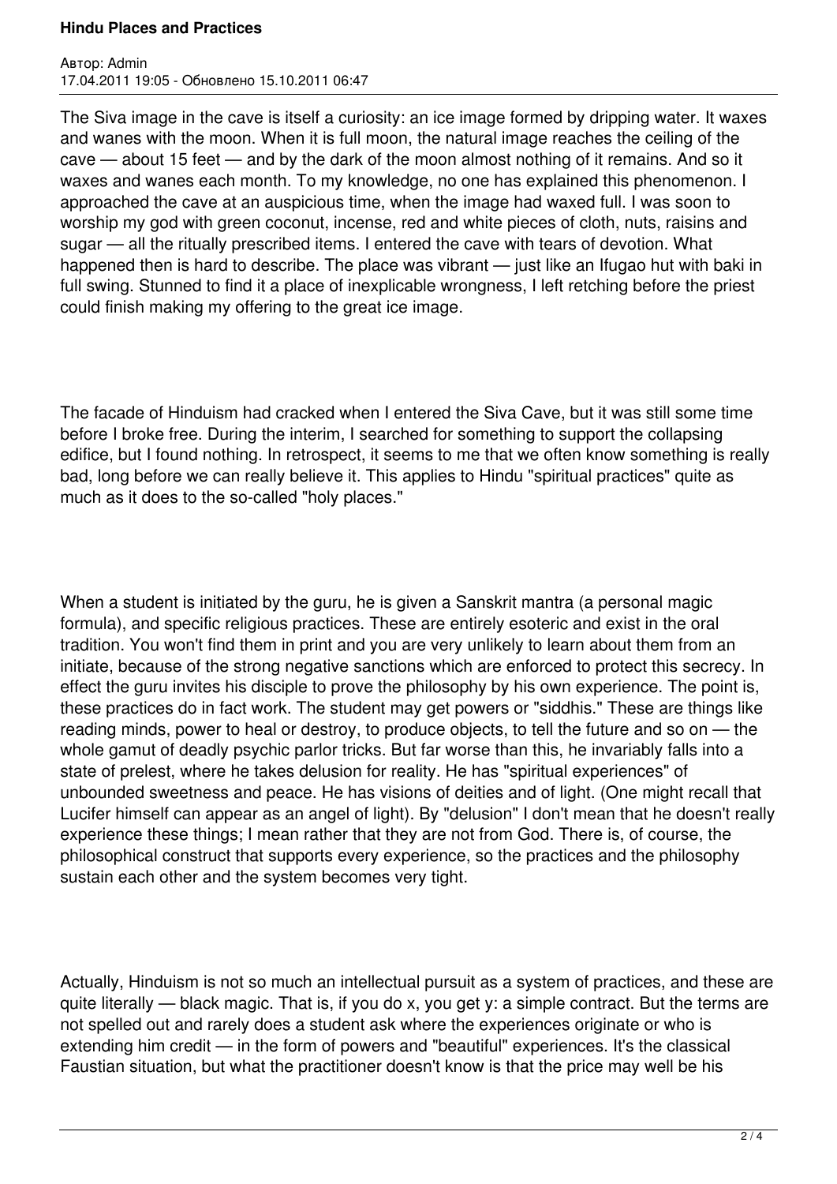The Siva image in the cave is itself a curiosity: an ice image formed by dripping water. It waxes and wanes with the moon. When it is full moon, the natural image reaches the ceiling of the cave — about 15 feet — and by the dark of the moon almost nothing of it remains. And so it waxes and wanes each month. To my knowledge, no one has explained this phenomenon. I approached the cave at an auspicious time, when the image had waxed full. I was soon to worship my god with green coconut, incense, red and white pieces of cloth, nuts, raisins and sugar — all the ritually prescribed items. I entered the cave with tears of devotion. What happened then is hard to describe. The place was vibrant — just like an Ifugao hut with baki in full swing. Stunned to find it a place of inexplicable wrongness, I left retching before the priest could finish making my offering to the great ice image.

The facade of Hinduism had cracked when I entered the Siva Cave, but it was still some time before I broke free. During the interim, I searched for something to support the collapsing edifice, but I found nothing. In retrospect, it seems to me that we often know something is really bad, long before we can really believe it. This applies to Hindu "spiritual practices" quite as much as it does to the so-called "holy places."

When a student is initiated by the guru, he is given a Sanskrit mantra (a personal magic formula), and specific religious practices. These are entirely esoteric and exist in the oral tradition. You won't find them in print and you are very unlikely to learn about them from an initiate, because of the strong negative sanctions which are enforced to protect this secrecy. In effect the guru invites his disciple to prove the philosophy by his own experience. The point is, these practices do in fact work. The student may get powers or "siddhis." These are things like reading minds, power to heal or destroy, to produce objects, to tell the future and so on — the whole gamut of deadly psychic parlor tricks. But far worse than this, he invariably falls into a state of prelest, where he takes delusion for reality. He has "spiritual experiences" of unbounded sweetness and peace. He has visions of deities and of light. (One might recall that Lucifer himself can appear as an angel of light). By "delusion" I don't mean that he doesn't really experience these things; I mean rather that they are not from God. There is, of course, the philosophical construct that supports every experience, so the practices and the philosophy sustain each other and the system becomes very tight.

Actually, Hinduism is not so much an intellectual pursuit as a system of practices, and these are quite literally — black magic. That is, if you do x, you get y: a simple contract. But the terms are not spelled out and rarely does a student ask where the experiences originate or who is extending him credit — in the form of powers and "beautiful" experiences. It's the classical Faustian situation, but what the practitioner doesn't know is that the price may well be his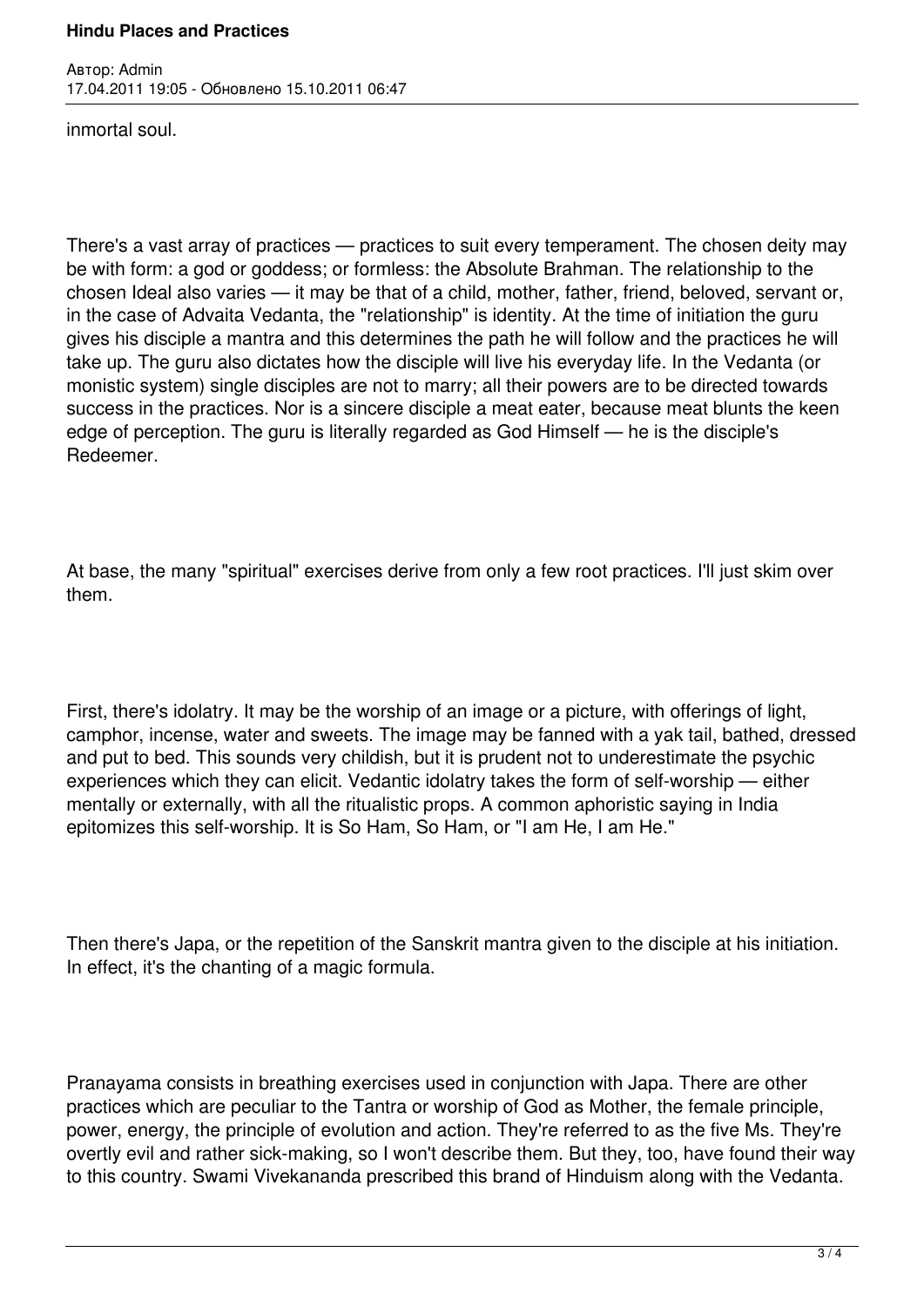inmortal soul.

There's a vast array of practices — practices to suit every temperament. The chosen deity may be with form: a god or goddess; or formless: the Absolute Brahman. The relationship to the chosen Ideal also varies — it may be that of a child, mother, father, friend, beloved, servant or, in the case of Advaita Vedanta, the "relationship" is identity. At the time of initiation the guru gives his disciple a mantra and this determines the path he will follow and the practices he will take up. The guru also dictates how the disciple will live his everyday life. In the Vedanta (or monistic system) single disciples are not to marry; all their powers are to be directed towards success in the practices. Nor is a sincere disciple a meat eater, because meat blunts the keen edge of perception. The guru is literally regarded as God Himself — he is the disciple's Redeemer.

At base, the many "spiritual" exercises derive from only a few root practices. I'll just skim over them.

First, there's idolatry. It may be the worship of an image or a picture, with offerings of light, camphor, incense, water and sweets. The image may be fanned with a yak tail, bathed, dressed and put to bed. This sounds very childish, but it is prudent not to underestimate the psychic experiences which they can elicit. Vedantic idolatry takes the form of self-worship — either mentally or externally, with all the ritualistic props. A common aphoristic saying in India epitomizes this self-worship. It is So Ham, So Ham, or "I am He, I am He."

Then there's Japa, or the repetition of the Sanskrit mantra given to the disciple at his initiation. In effect, it's the chanting of a magic formula.

Pranayama consists in breathing exercises used in conjunction with Japa. There are other practices which are peculiar to the Tantra or worship of God as Mother, the female principle, power, energy, the principle of evolution and action. They're referred to as the five Ms. They're overtly evil and rather sick-making, so I won't describe them. But they, too, have found their way to this country. Swami Vivekananda prescribed this brand of Hinduism along with the Vedanta.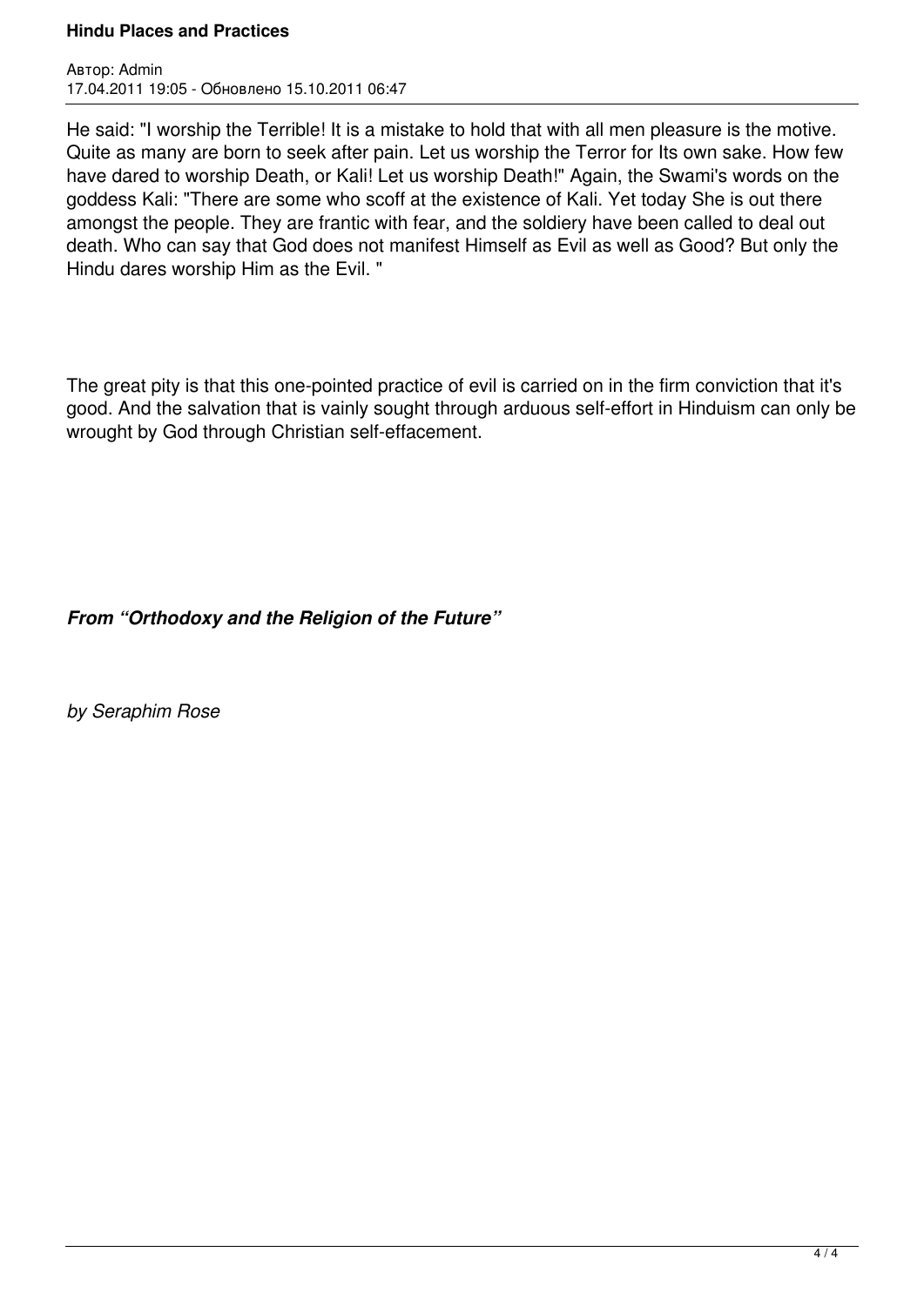He said: "I worship the Terrible! It is a mistake to hold that with all men pleasure is the motive. Quite as many are born to seek after pain. Let us worship the Terror for Its own sake. How few have dared to worship Death, or Kali! Let us worship Death!" Again, the Swami's words on the goddess Kali: "There are some who scoff at the existence of Kali. Yet today She is out there amongst the people. They are frantic with fear, and the soldiery have been called to deal out death. Who can say that God does not manifest Himself as Evil as well as Good? But only the Hindu dares worship Him as the Evil. "

The great pity is that this one-pointed practice of evil is carried on in the firm conviction that it's good. And the salvation that is vainly sought through arduous self-effort in Hinduism can only be wrought by God through Christian self-effacement.

***From "Orthodoxy and the Religion of the Future"***

*by Seraphim Rose*